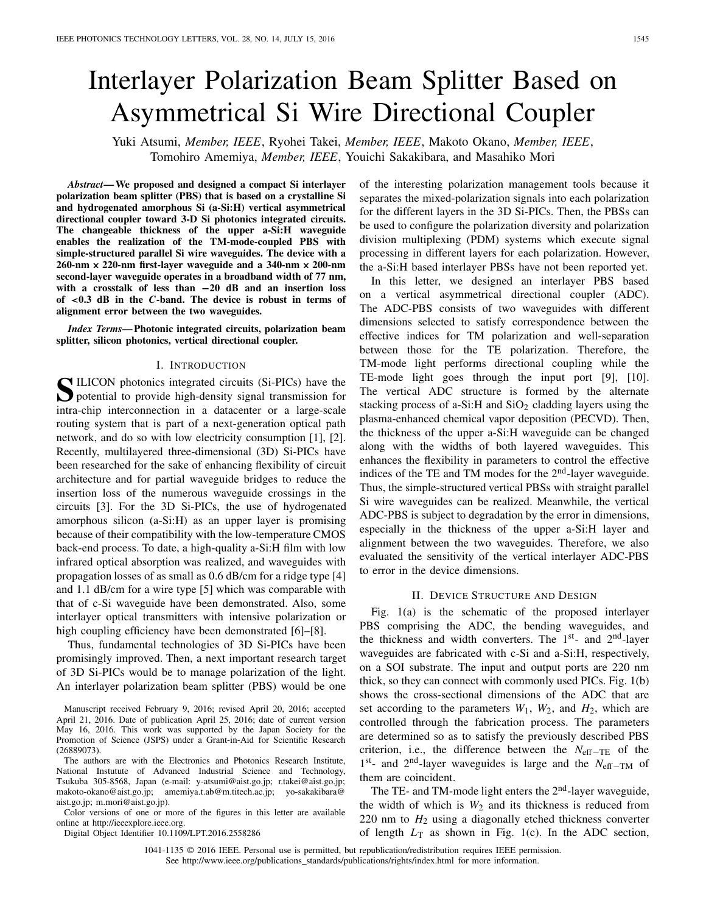# Interlayer Polarization Beam Splitter Based on Asymmetrical Si Wire Directional Coupler

Yuki Atsumi, *Member, IEEE*, Ryohei Takei, *Member, IEEE*, Makoto Okano, *Member, IEEE*, Tomohiro Amemiya, *Member, IEEE*, Youichi Sakakibara, and Masahiko Mori

***Abstract*— We proposed and designed a compact Si interlayer polarization beam splitter (PBS) that is based on a crystalline Si and hydrogenated amorphous Si (a-Si:H) vertical asymmetrical directional coupler toward 3-D Si photonics integrated circuits. The changeable thickness of the upper a-Si:H waveguide enables the realization of the TM-mode-coupled PBS with simple-structured parallel Si wire waveguides. The device with a 260-nm × 220-nm first-layer waveguide and a 340-nm × 200-nm second-layer waveguide operates in a broadband width of 77 nm, with a crosstalk of less than −20 dB and an insertion loss of <0.3 dB in the *C*-band. The device is robust in terms of alignment error between the two waveguides.**

***Index Terms*— Photonic integrated circuits, polarization beam splitter, silicon photonics, vertical directional coupler.**

## I. Introduction

Silicon photonics integrated circuits (Si-PICs) have the potential to provide high-density signal transmission for intra-chip interconnection in a datacenter or a large-scale routing system that is part of a next-generation optical path network, and do so with low electricity consumption [1], [2]. Recently, multilayered three-dimensional (3D) Si-PICs have been researched for the sake of enhancing flexibility of circuit architecture and for partial waveguide bridges to reduce the insertion loss of the numerous waveguide crossings in the circuits [3]. For the 3D Si-PICs, the use of hydrogenated amorphous silicon (a-Si:H) as an upper layer is promising because of their compatibility with the low-temperature CMOS back-end process. To date, a high-quality a-Si:H film with low infrared optical absorption was realized, and waveguides with propagation losses of as small as 0.6 dB/cm for a ridge type [4] and 1.1 dB/cm for a wire type [5] which was comparable with that of c-Si waveguide have been demonstrated. Also, some interlayer optical transmitters with intensive polarization or high coupling efficiency have been demonstrated [6]–[8].

Thus, fundamental technologies of 3D Si-PICs have been promisingly improved. Then, a next important research target of 3D Si-PICs would be to manage polarization of the light. An interlayer polarization beam splitter (PBS) would be one of the interesting polarization management tools because it separates the mixed-polarization signals into each polarization for the different layers in the 3D Si-PICs. Then, the PBSs can be used to configure the polarization diversity and polarization division multiplexing (PDM) systems which execute signal processing in different layers for each polarization. However, the a-Si:H based interlayer PBSs have not been reported yet.

In this letter, we designed an interlayer PBS based on a vertical asymmetrical directional coupler (ADC). The ADC-PBS consists of two waveguides with different dimensions selected to satisfy correspondence between the effective indices for TM polarization and well-separation between those for the TE polarization. Therefore, the TM-mode light performs directional coupling while the TE-mode light goes through the input port [9], [10]. The vertical ADC structure is formed by the alternate stacking process of a-Si:H and $SiO_2$ cladding layers using the plasma-enhanced chemical vapor deposition (PECVD). Then, the thickness of the upper a-Si:H waveguide can be changed along with the widths of both layered waveguides. This enhances the flexibility in parameters to control the effective indices of the TE and TM modes for the 2nd-layer waveguide. Thus, the simple-structured vertical PBSs with straight parallel Si wire waveguides can be realized. Meanwhile, the vertical ADC-PBS is subject to degradation by the error in dimensions, especially in the thickness of the upper a-Si:H layer and alignment between the two waveguides. Therefore, we also evaluated the sensitivity of the vertical interlayer ADC-PBS to error in the device dimensions.

## II. Device Structure and Design

Fig. 1(a) is the schematic of the proposed interlayer PBS comprising the ADC, the bending waveguides, and the thickness and width converters. The 1st- and 2nd-layer waveguides are fabricated with c-Si and a-Si:H, respectively, on a SOI substrate. The input and output ports are 220 nm thick, so they can connect with commonly used PICs. Fig. 1(b) shows the cross-sectional dimensions of the ADC that are set according to the parameters $W_1$, $W_2$, and $H_2$, which are controlled through the fabrication process. The parameters are determined so as to satisfy the previously described PBS criterion, i.e., the difference between the $N_{\mathrm{eff-TE}}$ of the 1st- and 2nd-layer waveguides is large and the $N_{\mathrm{eff-TM}}$ of them are coincident.

The TE- and TM-mode light enters the 2nd-layer waveguide, the width of which is $W_2$ and its thickness is reduced from 220 nm to $H_2$ using a diagonally etched thickness converter of length $L_T$ as shown in Fig. 1(c). In the ADC section,

Manuscript received February 9, 2016; revised April 20, 2016; accepted April 21, 2016. Date of publication April 25, 2016; date of current version May 16, 2016. This work was supported by the Japan Society for the Promotion of Science (JSPS) under a Grant-in-Aid for Scientific Research (26889073).

The authors are with the Electronics and Photonics Research Institute, National Instutute of Advanced Industrial Science and Technology, Tsukuba 305-8568, Japan (e-mail: y-atsumi@aist.go.jp; r.takei@aist.go.jp; makoto-okano@aist.go.jp; amemiya.t.ab@m.titech.ac.jp; yo-sakakibara@aist.go.jp; m.mori@aist.go.jp).

Color versions of one or more of the figures in this letter are available online at http://ieeexplore.ieee.org.

Digital Object Identifier 10.1109/LPT.2016.2558286

1041-1135 © 2016 IEEE. Personal use is permitted, but republication/redistribution requires IEEE permission. See http://www.ieee.org/publications_standards/publications/rights/index.html for more information.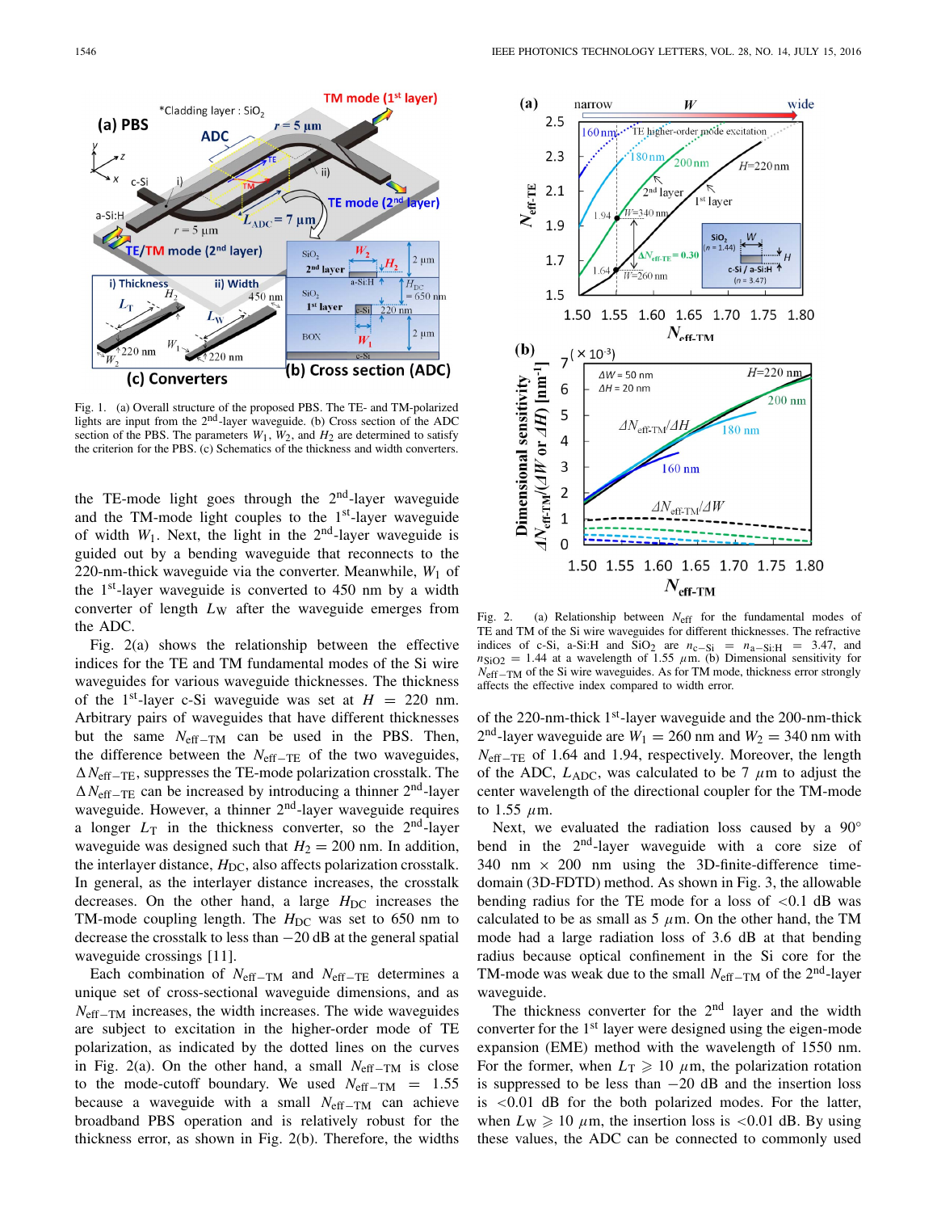Fig. 1. (a) Overall structure of the proposed PBS. The TE- and TM-polarized lights are input from the 2nd-layer waveguide. (b) Cross section of the ADC section of the PBS. The parameters $W_1$, $W_2$, and $H_2$ are determined to satisfy the criterion for the PBS. (c) Schematics of the thickness and width converters.

the TE-mode light goes through the 2nd-layer waveguide and the TM-mode light couples to the 1st-layer waveguide of width $W_1$. Next, the light in the 2nd-layer waveguide is guided out by a bending waveguide that reconnects to the 220-nm-thick waveguide via the converter. Meanwhile, $W_1$ of the 1st-layer waveguide is converted to 450 nm by a width converter of length $L_W$ after the waveguide emerges from the ADC.

Fig. 2(a) shows the relationship between the effective indices for the TE and TM fundamental modes of the Si wire waveguides for various waveguide thicknesses. The thickness of the 1st-layer c-Si waveguide was set at $H = 220$ nm. Arbitrary pairs of waveguides that have different thicknesses but the same $N_{\text{eff-TM}}$ can be used in the PBS. Then, the difference between the $N_{\text{eff-TE}}$ of the two waveguides, $\Delta N_{\text{eff-TE}}$, suppresses the TE-mode polarization crosstalk. The $\Delta N_{\text{eff-TE}}$ can be increased by introducing a thinner 2nd-layer waveguide. However, a thinner 2nd-layer waveguide requires a longer $L_T$ in the thickness converter, so the 2nd-layer waveguide was designed such that $H_2 = 200$ nm. In addition, the interlayer distance, $H_{\text{DC}}$, also affects polarization crosstalk. In general, as the interlayer distance increases, the crosstalk decreases. On the other hand, a large $H_{\text{DC}}$ increases the TM-mode coupling length. The $H_{\text{DC}}$ was set to 650 nm to decrease the crosstalk to less than −20 dB at the general spatial waveguide crossings [11].

Each combination of $N_{\text{eff-TM}}$ and $N_{\text{eff-TE}}$ determines a unique set of cross-sectional waveguide dimensions, and as $N_{\text{eff-TM}}$ increases, the width increases. The wide waveguides are subject to excitation in the higher-order mode of TE polarization, as indicated by the dotted lines on the curves in Fig. 2(a). On the other hand, a small $N_{\text{eff-TM}}$ is close to the mode-cutoff boundary. We used $N_{\text{eff-TM}} = 1.55$ because a waveguide with a small $N_{\text{eff-TM}}$ can achieve broadband PBS operation and is relatively robust for the thickness error, as shown in Fig. 2(b). Therefore, the widths of the 220-nm-thick 1st-layer waveguide and the 200-nm-thick 2nd-layer waveguide are $W_1 = 260$ nm and $W_2 = 340$ nm with $N_{\text{eff-TE}}$ of 1.64 and 1.94, respectively. Moreover, the length of the ADC, $L_{\text{ADC}}$, was calculated to be 7 $\mu$m to adjust the center wavelength of the directional coupler for the TM-mode to 1.55 $\mu$m.

Fig. 2. (a) Relationship between $N_{\text{eff}}$ for the fundamental modes of TE and TM of the Si wire waveguides for different thicknesses. The refractive indices of c-Si, a-Si:H and $SiO_2$ are $n_{\text{c-Si}} = n_{\text{a-Si:H}} = 3.47$, and $n_{SiO_2} = 1.44$ at a wavelength of 1.55 $\mu$m. (b) Dimensional sensitivity for $N_{\text{eff-TM}}$ of the Si wire waveguides. As for TM mode, thickness error strongly affects the effective index compared to width error.

Next, we evaluated the radiation loss caused by a 90° bend in the 2nd-layer waveguide with a core size of 340 nm × 200 nm using the 3D-finite-difference time-domain (3D-FDTD) method. As shown in Fig. 3, the allowable bending radius for the TE mode for a loss of <0.1 dB was calculated to be as small as 5 $\mu$m. On the other hand, the TM mode had a large radiation loss of 3.6 dB at that bending radius because optical confinement in the Si core for the TM-mode was weak due to the small $N_{\text{eff-TM}}$ of the 2nd-layer waveguide.

The thickness converter for the 2nd layer and the width converter for the 1st layer were designed using the eigen-mode expansion (EME) method with the wavelength of 1550 nm. For the former, when $L_T \geqslant 10$ $\mu$m, the polarization rotation is suppressed to be less than −20 dB and the insertion loss is <0.01 dB for the both polarized modes. For the latter, when $L_W \geqslant 10$ $\mu$m, the insertion loss is <0.01 dB. By using these values, the ADC can be connected to commonly used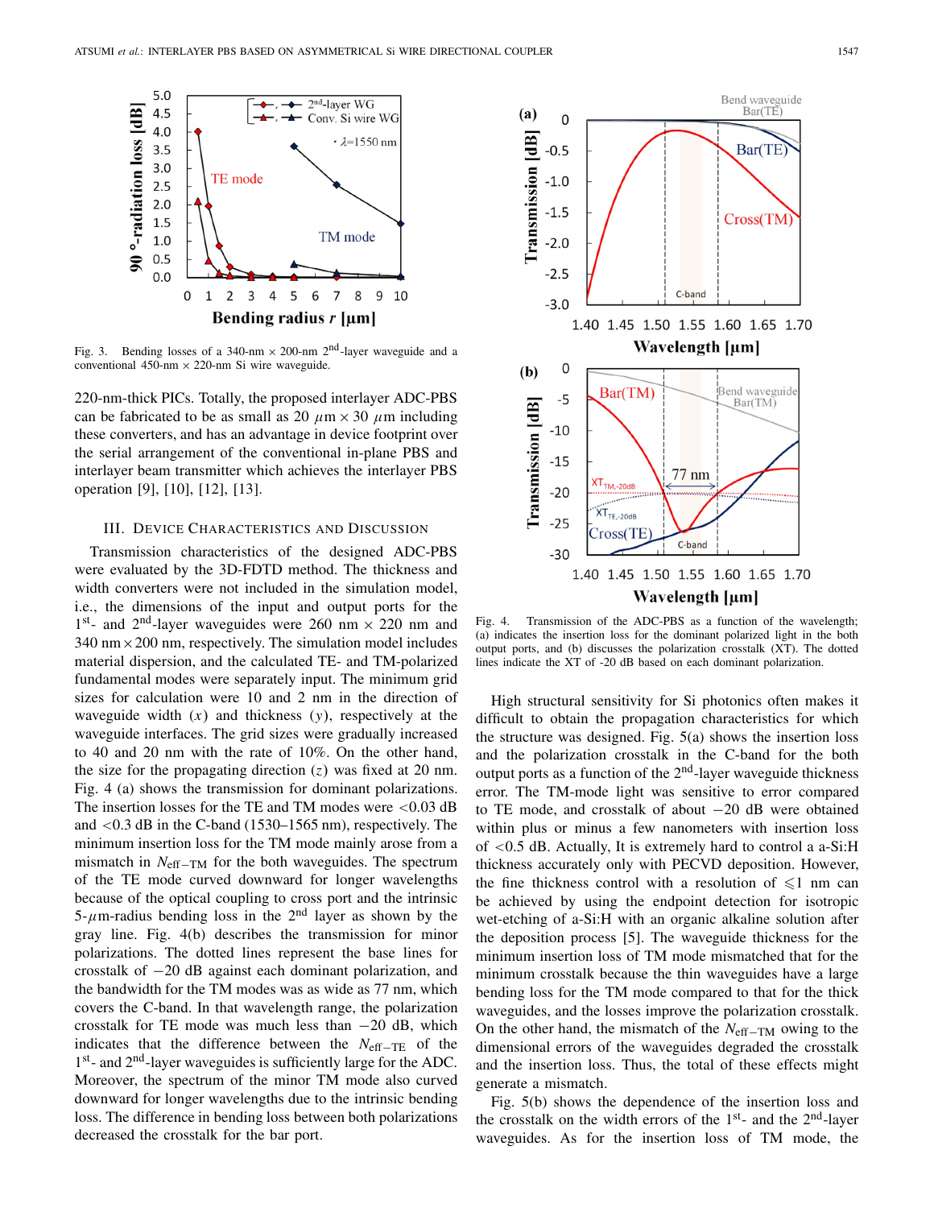Fig. 3. Bending losses of a 340-nm × 200-nm 2[nd]-layer waveguide and a conventional 450-nm × 220-nm Si wire waveguide.

220-nm-thick PICs. Totally, the proposed interlayer ADC-PBS can be fabricated to be as small as 20 $\mu$m × 30 $\mu$m including these converters, and has an advantage in device footprint over the serial arrangement of the conventional in-plane PBS and interlayer beam transmitter which achieves the interlayer PBS operation [9], [10], [12], [13].

## III. Device Characteristics and Discussion

Transmission characteristics of the designed ADC-PBS were evaluated by the 3D-FDTD method. The thickness and width converters were not included in the simulation model, i.e., the dimensions of the input and output ports for the 1[st]- and 2[nd]-layer waveguides were 260 nm × 220 nm and 340 nm × 200 nm, respectively. The simulation model includes material dispersion, and the calculated TE- and TM-polarized fundamental modes were separately input. The minimum grid sizes for calculation were 10 and 2 nm in the direction of waveguide width ($x$) and thickness ($y$), respectively at the waveguide interfaces. The grid sizes were gradually increased to 40 and 20 nm with the rate of 10%. On the other hand, the size for the propagating direction ($z$) was fixed at 20 nm. Fig. 4 (a) shows the transmission for dominant polarizations. The insertion losses for the TE and TM modes were <0.03 dB and <0.3 dB in the C-band (1530–1565 nm), respectively. The minimum insertion loss for the TM mode mainly arose from a mismatch in $N_{\mathrm{eff-TM}}$ for the both waveguides. The spectrum of the TE mode curved downward for longer wavelengths because of the optical coupling to cross port and the intrinsic 5-$\mu$m-radius bending loss in the 2[nd] layer as shown by the gray line. Fig. 4(b) describes the transmission for minor polarizations. The dotted lines represent the base lines for crosstalk of −20 dB against each dominant polarization, and the bandwidth for the TM modes was as wide as 77 nm, which covers the C-band. In that wavelength range, the polarization crosstalk for TE mode was much less than −20 dB, which indicates that the difference between the $N_{\mathrm{eff-TE}}$ of the 1[st]- and 2[nd]-layer waveguides is sufficiently large for the ADC. Moreover, the spectrum of the minor TM mode also curved downward for longer wavelengths due to the intrinsic bending loss. The difference in bending loss between both polarizations decreased the crosstalk for the bar port.

Fig. 4. Transmission of the ADC-PBS as a function of the wavelength; (a) indicates the insertion loss for the dominant polarized light in the both output ports, and (b) discusses the polarization crosstalk (XT). The dotted lines indicate the XT of -20 dB based on each dominant polarization.

High structural sensitivity for Si photonics often makes it difficult to obtain the propagation characteristics for which the structure was designed. Fig. 5(a) shows the insertion loss and the polarization crosstalk in the C-band for the both output ports as a function of the 2[nd]-layer waveguide thickness error. The TM-mode light was sensitive to error compared to TE mode, and crosstalk of about −20 dB were obtained within plus or minus a few nanometers with insertion loss of <0.5 dB. Actually, It is extremely hard to control a a-Si:H thickness accurately only with PECVD deposition. However, the fine thickness control with a resolution of $\leqslant$1 nm can be achieved by using the endpoint detection for isotropic wet-etching of a-Si:H with an organic alkaline solution after the deposition process [5]. The waveguide thickness for the minimum insertion loss of TM mode mismatched that for the minimum crosstalk because the thin waveguides have a large bending loss for the TM mode compared to that for the thick waveguides, and the losses improve the polarization crosstalk. On the other hand, the mismatch of the $N_{\mathrm{eff-TM}}$ owing to the dimensional errors of the waveguides degraded the crosstalk and the insertion loss. Thus, the total of these effects might generate a mismatch.

Fig. 5(b) shows the dependence of the insertion loss and the crosstalk on the width errors of the 1[st]- and the 2[nd]-layer waveguides. As for the insertion loss of TM mode, the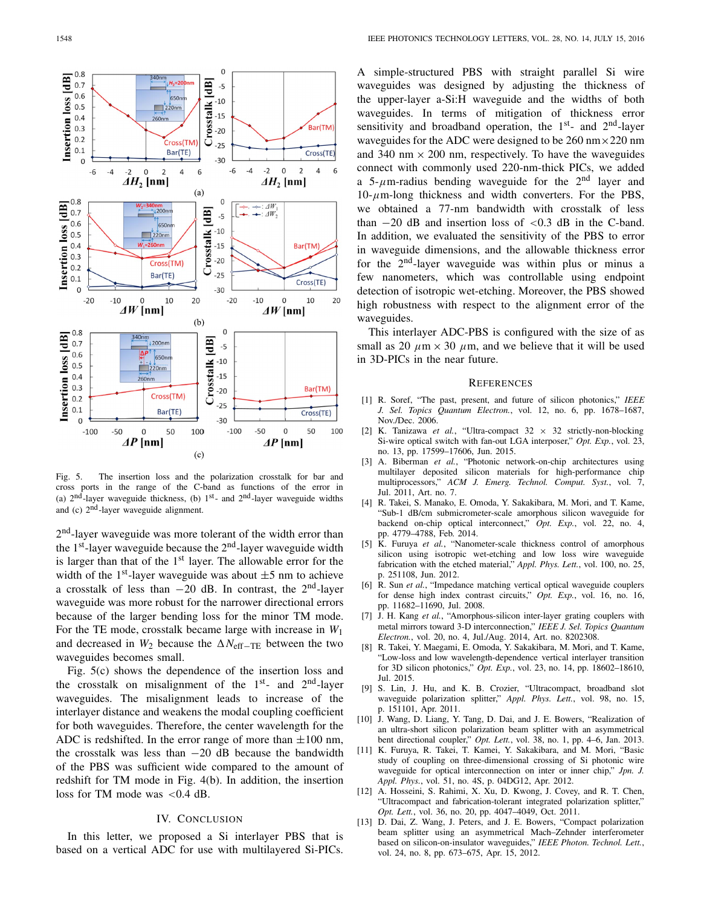0.8
0.7
0.6
0.5
0.4
0.3
0.2
0.1
0
Insertion loss [dB]
340nm
$H_2$=200nm
650nm
220nm
260nm
Cross(TM)
Bar(TE)
-6 -4 -2 0 2 4 6
$\Delta H_2$ [nm]

0
-5
-10
-15
-20
-25
-30
Crosstalk [dB]
Bar(TM)
Cross(TE)
-6 -4 -2 0 2 4 6
$\Delta H_2$ [nm]

(a)

0.8
0.7
0.6
0.5
0.4
0.3
0.2
0.1
0
Insertion loss [dB]
$W_2$=340nm
200nm
650nm
220nm
$W_1$=260nm
Cross(TM)
Bar(TE)
-20 -10 0 10 20
$\Delta W$ [nm]

0
-5
-10
-15
-20
-25
-30
Crosstalk [dB]
: $\Delta W_1$
: $\Delta W_2$
Bar(TM)
Cross(TE)
-20 -10 0 10 20
$\Delta W$ [nm]

(b)

0.8
0.7
0.6
0.5
0.4
0.3
0.2
0.1
0
Insertion loss [dB]
340nm
200nm
$\Delta P$
650nm
220nm
260nm
Cross(TM)
Bar(TE)
-100 -50 0 50 100
$\Delta P$ [nm]

0
-5
-10
-15
-20
-25
-30
Crosstalk [dB]
Bar(TM)
Cross(TE)
-100 -50 0 50 100
$\Delta P$ [nm]

(c)

Fig. 5. The insertion loss and the polarization crosstalk for bar and cross ports in the range of the C-band as functions of the error in (a) 2nd-layer waveguide thickness, (b) 1st- and 2nd-layer waveguide widths and (c) 2nd-layer waveguide alignment.

2nd-layer waveguide was more tolerant of the width error than the 1st-layer waveguide because the 2nd-layer waveguide width is larger than that of the 1st layer. The allowable error for the width of the 1st-layer waveguide was about ±5 nm to achieve a crosstalk of less than −20 dB. In contrast, the 2nd-layer waveguide was more robust for the narrower directional errors because of the larger bending loss for the minor TM mode. For the TE mode, crosstalk became large with increase in $W_1$ and decreased in $W_2$ because the $\Delta N_{\text{eff-TE}}$ between the two waveguides becomes small.

Fig. 5(c) shows the dependence of the insertion loss and the crosstalk on misalignment of the 1st- and 2nd-layer waveguides. The misalignment leads to increase of the interlayer distance and weakens the modal coupling coefficient for both waveguides. Therefore, the center wavelength for the ADC is redshifted. In the error range of more than ±100 nm, the crosstalk was less than −20 dB because the bandwidth of the PBS was sufficient wide compared to the amount of redshift for TM mode in Fig. 4(b). In addition, the insertion loss for TM mode was <0.4 dB.

## IV. Conclusion

In this letter, we proposed a Si interlayer PBS that is based on a vertical ADC for use with multilayered Si-PICs. A simple-structured PBS with straight parallel Si wire waveguides was designed by adjusting the thickness of the upper-layer a-Si:H waveguide and the widths of both waveguides. In terms of mitigation of thickness error sensitivity and broadband operation, the 1st- and 2nd-layer waveguides for the ADC were designed to be 260 nm × 220 nm and 340 nm × 200 nm, respectively. To have the waveguides connect with commonly used 220-nm-thick PICs, we added a 5-$\mu$m-radius bending waveguide for the 2nd layer and 10-$\mu$m-long thickness and width converters. For the PBS, we obtained a 77-nm bandwidth with crosstalk of less than −20 dB and insertion loss of <0.3 dB in the C-band. In addition, we evaluated the sensitivity of the PBS to error in waveguide dimensions, and the allowable thickness error for the 2nd-layer waveguide was within plus or minus a few nanometers, which was controllable using endpoint detection of isotropic wet-etching. Moreover, the PBS showed high robustness with respect to the alignment error of the waveguides.

This interlayer ADC-PBS is configured with the size of as small as 20 $\mu$m × 30 $\mu$m, and we believe that it will be used in 3D-PICs in the near future.

## References

[1] R. Soref, "The past, present, and future of silicon photonics," *IEEE J. Sel. Topics Quantum Electron.*, vol. 12, no. 6, pp. 1678–1687, Nov./Dec. 2006.

[2] K. Tanizawa *et al.*, "Ultra-compact 32 × 32 strictly-non-blocking Si-wire optical switch with fan-out LGA interposer," *Opt. Exp.*, vol. 23, no. 13, pp. 17599–17606, Jun. 2015.

[3] A. Biberman *et al.*, "Photonic network-on-chip architectures using multilayer deposited silicon materials for high-performance chip multiprocessors," *ACM J. Emerg. Technol. Comput. Syst.*, vol. 7, Jul. 2011, Art. no. 7.

[4] R. Takei, S. Manako, E. Omoda, Y. Sakakibara, M. Mori, and T. Kame, "Sub-1 dB/cm submicrometer-scale amorphous silicon waveguide for backend on-chip optical interconnect," *Opt. Exp.*, vol. 22, no. 4, pp. 4779–4788, Feb. 2014.

[5] K. Furuya *et al.*, "Nanometer-scale thickness control of amorphous silicon using isotropic wet-etching and low loss wire waveguide fabrication with the etched material," *Appl. Phys. Lett.*, vol. 100, no. 25, p. 251108, Jun. 2012.

[6] R. Sun *et al.*, "Impedance matching vertical optical waveguide couplers for dense high index contrast circuits," *Opt. Exp.*, vol. 16, no. 16, pp. 11682–11690, Jul. 2008.

[7] J. H. Kang *et al.*, "Amorphous-silicon inter-layer grating couplers with metal mirrors toward 3-D interconnection," *IEEE J. Sel. Topics Quantum Electron.*, vol. 20, no. 4, Jul./Aug. 2014, Art. no. 8202308.

[8] R. Takei, Y. Maegami, E. Omoda, Y. Sakakibara, M. Mori, and T. Kame, "Low-loss and low wavelength-dependence vertical interlayer transition for 3D silicon photonics," *Opt. Exp.*, vol. 23, no. 14, pp. 18602–18610, Jul. 2015.

[9] S. Lin, J. Hu, and K. B. Crozier, "Ultracompact, broadband slot waveguide polarization splitter," *Appl. Phys. Lett.*, vol. 98, no. 15, p. 151101, Apr. 2011.

[10] J. Wang, D. Liang, Y. Tang, D. Dai, and J. E. Bowers, "Realization of an ultra-short silicon polarization beam splitter with an asymmetrical bent directional coupler," *Opt. Lett.*, vol. 38, no. 1, pp. 4–6, Jan. 2013.

[11] K. Furuya, R. Takei, T. Kamei, Y. Sakakibara, and M. Mori, "Basic study of coupling on three-dimensional crossing of Si photonic wire waveguide for optical interconnection on inter or inner chip," *Jpn. J. Appl. Phys.*, vol. 51, no. 4S, p. 04DG12, Apr. 2012.

[12] A. Hosseini, S. Rahimi, X. Xu, D. Kwong, J. Covey, and R. T. Chen, "Ultracompact and fabrication-tolerant integrated polarization splitter," *Opt. Lett.*, vol. 36, no. 20, pp. 4047–4049, Oct. 2011.

[13] D. Dai, Z. Wang, J. Peters, and J. E. Bowers, "Compact polarization beam splitter using an asymmetrical Mach–Zehnder interferometer based on silicon-on-insulator waveguides," *IEEE Photon. Technol. Lett.*, vol. 24, no. 8, pp. 673–675, Apr. 15, 2012.